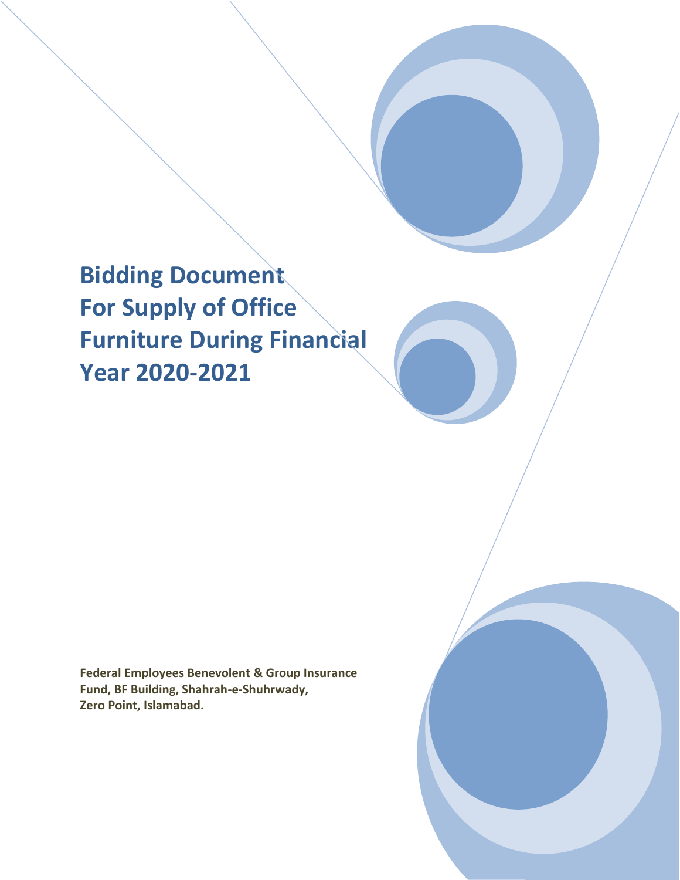# Bidding Document For Supply of Office Furniture During Financial Year 2020-2021

**Federal Employees Benevolent & Group Insurance Fund, BF Building, Shahrah-e-Shuhrwady, Zero Point, Islamabad.**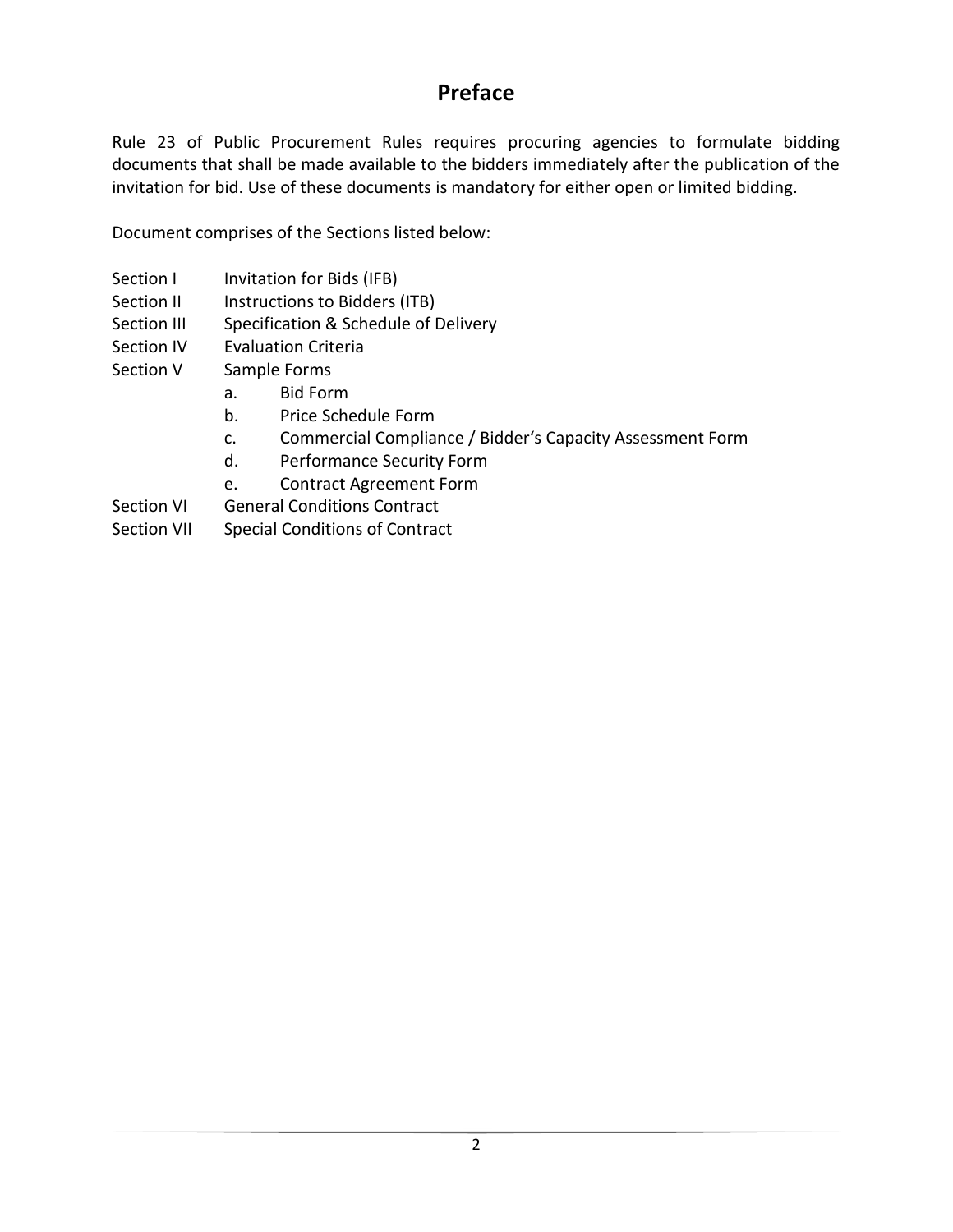# Preface

Rule 23 of Public Procurement Rules requires procuring agencies to formulate bidding documents that shall be made available to the bidders immediately after the publication of the invitation for bid. Use of these documents is mandatory for either open or limited bidding.

Document comprises of the Sections listed below:

- Section I Invitation for Bids (IFB)
- Section II Instructions to Bidders (ITB)
- Section III Specification & Schedule of Delivery
- Section IV Evaluation Criteria
- Section V Sample Forms
  - a. Bid Form
  - b. Price Schedule Form
  - c. Commercial Compliance / Bidder's Capacity Assessment Form
  - d. Performance Security Form
  - e. Contract Agreement Form
- Section VI General Conditions Contract
- Section VII Special Conditions of Contract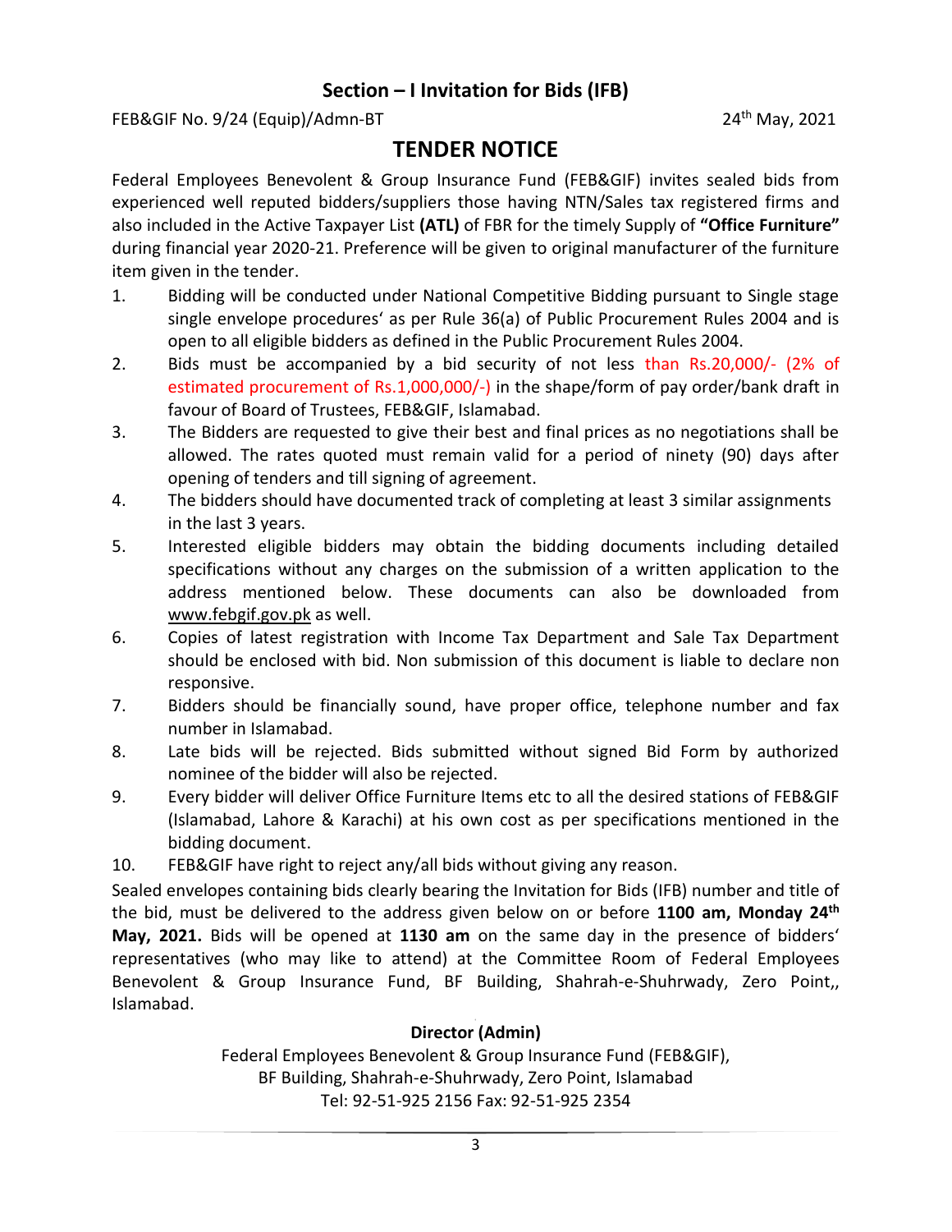## Section – I Invitation for Bids (IFB)

FEB&GIF No. 9/24 (Equip)/Admn-BT 24th May, 2021

# TENDER NOTICE

Federal Employees Benevolent & Group Insurance Fund (FEB&GIF) invites sealed bids from experienced well reputed bidders/suppliers those having NTN/Sales tax registered firms and also included in the Active Taxpayer List **(ATL)** of FBR for the timely Supply of **"Office Furniture"** during financial year 2020-21. Preference will be given to original manufacturer of the furniture item given in the tender.

1. Bidding will be conducted under National Competitive Bidding pursuant to Single stage single envelope procedures' as per Rule 36(a) of Public Procurement Rules 2004 and is open to all eligible bidders as defined in the Public Procurement Rules 2004.
2. Bids must be accompanied by a bid security of not less than Rs.20,000/- (2% of estimated procurement of Rs.1,000,000/-) in the shape/form of pay order/bank draft in favour of Board of Trustees, FEB&GIF, Islamabad.
3. The Bidders are requested to give their best and final prices as no negotiations shall be allowed. The rates quoted must remain valid for a period of ninety (90) days after opening of tenders and till signing of agreement.
4. The bidders should have documented track of completing at least 3 similar assignments in the last 3 years.
5. Interested eligible bidders may obtain the bidding documents including detailed specifications without any charges on the submission of a written application to the address mentioned below. These documents can also be downloaded from www.febgif.gov.pk as well.
6. Copies of latest registration with Income Tax Department and Sale Tax Department should be enclosed with bid. Non submission of this document is liable to declare non responsive.
7. Bidders should be financially sound, have proper office, telephone number and fax number in Islamabad.
8. Late bids will be rejected. Bids submitted without signed Bid Form by authorized nominee of the bidder will also be rejected.
9. Every bidder will deliver Office Furniture Items etc to all the desired stations of FEB&GIF (Islamabad, Lahore & Karachi) at his own cost as per specifications mentioned in the bidding document.
10. FEB&GIF have right to reject any/all bids without giving any reason.

Sealed envelopes containing bids clearly bearing the Invitation for Bids (IFB) number and title of the bid, must be delivered to the address given below on or before **1100 am, Monday 24th May, 2021.** Bids will be opened at **1130 am** on the same day in the presence of bidders' representatives (who may like to attend) at the Committee Room of Federal Employees Benevolent & Group Insurance Fund, BF Building, Shahrah-e-Shuhrwady, Zero Point,, Islamabad.

**Director (Admin)**

Federal Employees Benevolent & Group Insurance Fund (FEB&GIF),
BF Building, Shahrah-e-Shuhrwady, Zero Point, Islamabad
Tel: 92-51-925 2156 Fax: 92-51-925 2354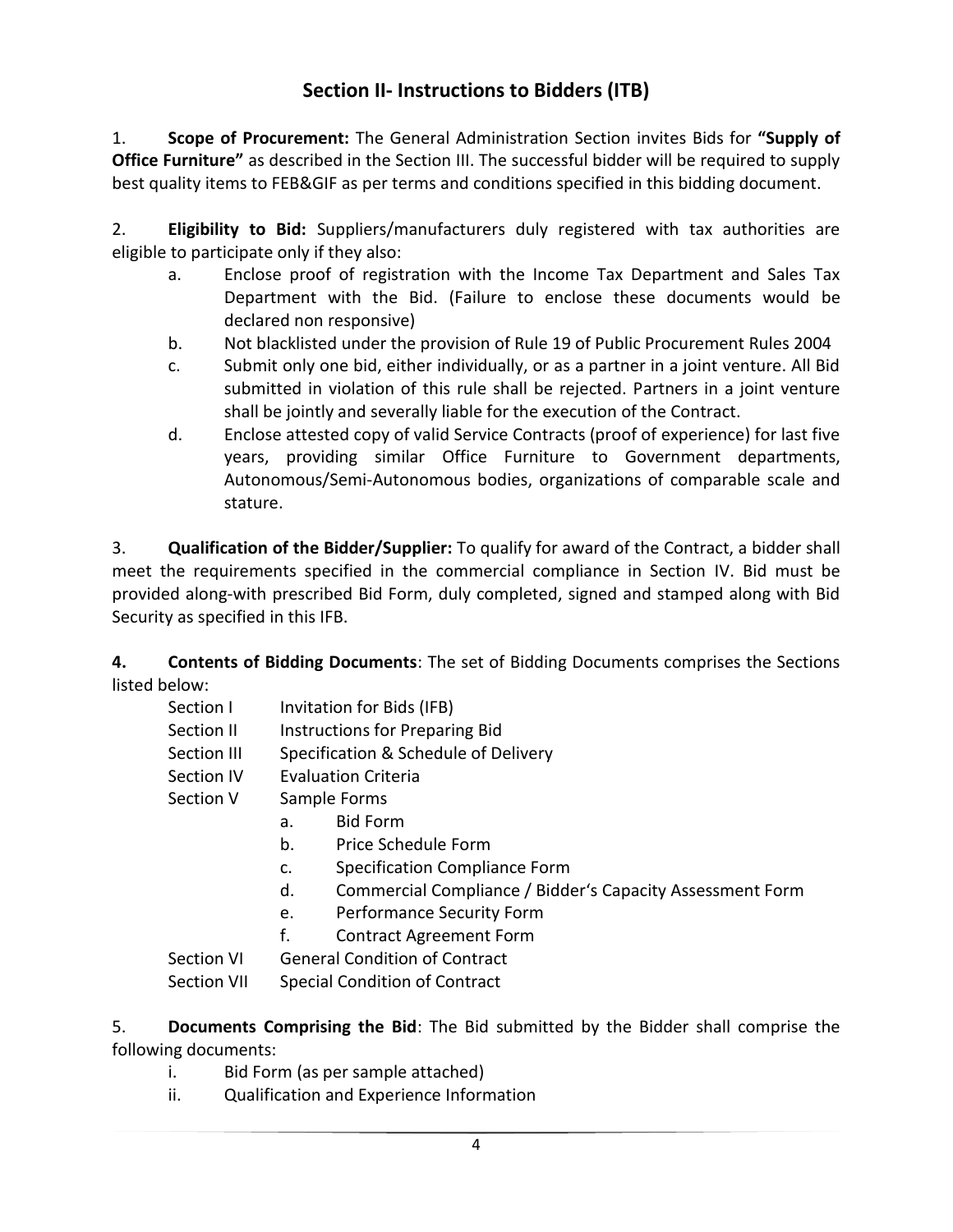## Section II- Instructions to Bidders (ITB)

1. **Scope of Procurement:** The General Administration Section invites Bids for **"Supply of Office Furniture"** as described in the Section III. The successful bidder will be required to supply best quality items to FEB&GIF as per terms and conditions specified in this bidding document.

2. **Eligibility to Bid:** Suppliers/manufacturers duly registered with tax authorities are eligible to participate only if they also:

   a. Enclose proof of registration with the Income Tax Department and Sales Tax Department with the Bid. (Failure to enclose these documents would be declared non responsive)

   b. Not blacklisted under the provision of Rule 19 of Public Procurement Rules 2004

   c. Submit only one bid, either individually, or as a partner in a joint venture. All Bid submitted in violation of this rule shall be rejected. Partners in a joint venture shall be jointly and severally liable for the execution of the Contract.

   d. Enclose attested copy of valid Service Contracts (proof of experience) for last five years, providing similar Office Furniture to Government departments, Autonomous/Semi-Autonomous bodies, organizations of comparable scale and stature.

3. **Qualification of the Bidder/Supplier:** To qualify for award of the Contract, a bidder shall meet the requirements specified in the commercial compliance in Section IV. Bid must be provided along-with prescribed Bid Form, duly completed, signed and stamped along with Bid Security as specified in this IFB.

**4. Contents of Bidding Documents**: The set of Bidding Documents comprises the Sections listed below:

- Section I — Invitation for Bids (IFB)
- Section II — Instructions for Preparing Bid
- Section III — Specification & Schedule of Delivery
- Section IV — Evaluation Criteria
- Section V — Sample Forms
  - a. Bid Form
  - b. Price Schedule Form
  - c. Specification Compliance Form
  - d. Commercial Compliance / Bidder's Capacity Assessment Form
  - e. Performance Security Form
  - f. Contract Agreement Form
- Section VI — General Condition of Contract
- Section VII — Special Condition of Contract

5. **Documents Comprising the Bid**: The Bid submitted by the Bidder shall comprise the following documents:

   i. Bid Form (as per sample attached)

   ii. Qualification and Experience Information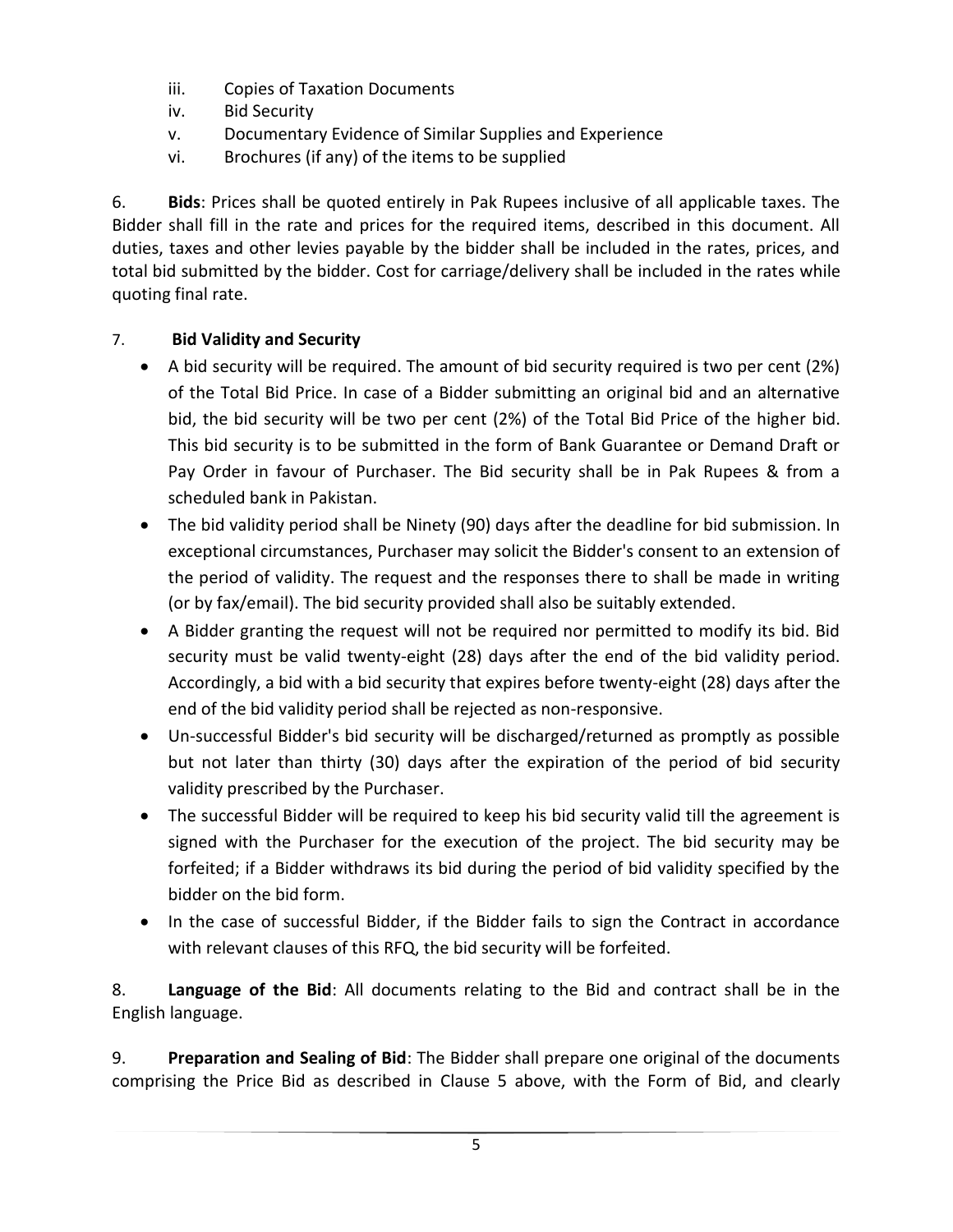iii. Copies of Taxation Documents
iv. Bid Security
v. Documentary Evidence of Similar Supplies and Experience
vi. Brochures (if any) of the items to be supplied

6. **Bids**: Prices shall be quoted entirely in Pak Rupees inclusive of all applicable taxes. The Bidder shall fill in the rate and prices for the required items, described in this document. All duties, taxes and other levies payable by the bidder shall be included in the rates, prices, and total bid submitted by the bidder. Cost for carriage/delivery shall be included in the rates while quoting final rate.

7. **Bid Validity and Security**

- A bid security will be required. The amount of bid security required is two per cent (2%) of the Total Bid Price. In case of a Bidder submitting an original bid and an alternative bid, the bid security will be two per cent (2%) of the Total Bid Price of the higher bid. This bid security is to be submitted in the form of Bank Guarantee or Demand Draft or Pay Order in favour of Purchaser. The Bid security shall be in Pak Rupees & from a scheduled bank in Pakistan.
- The bid validity period shall be Ninety (90) days after the deadline for bid submission. In exceptional circumstances, Purchaser may solicit the Bidder's consent to an extension of the period of validity. The request and the responses there to shall be made in writing (or by fax/email). The bid security provided shall also be suitably extended.
- A Bidder granting the request will not be required nor permitted to modify its bid. Bid security must be valid twenty-eight (28) days after the end of the bid validity period. Accordingly, a bid with a bid security that expires before twenty-eight (28) days after the end of the bid validity period shall be rejected as non-responsive.
- Un-successful Bidder's bid security will be discharged/returned as promptly as possible but not later than thirty (30) days after the expiration of the period of bid security validity prescribed by the Purchaser.
- The successful Bidder will be required to keep his bid security valid till the agreement is signed with the Purchaser for the execution of the project. The bid security may be forfeited; if a Bidder withdraws its bid during the period of bid validity specified by the bidder on the bid form.
- In the case of successful Bidder, if the Bidder fails to sign the Contract in accordance with relevant clauses of this RFQ, the bid security will be forfeited.

8. **Language of the Bid**: All documents relating to the Bid and contract shall be in the English language.

9. **Preparation and Sealing of Bid**: The Bidder shall prepare one original of the documents comprising the Price Bid as described in Clause 5 above, with the Form of Bid, and clearly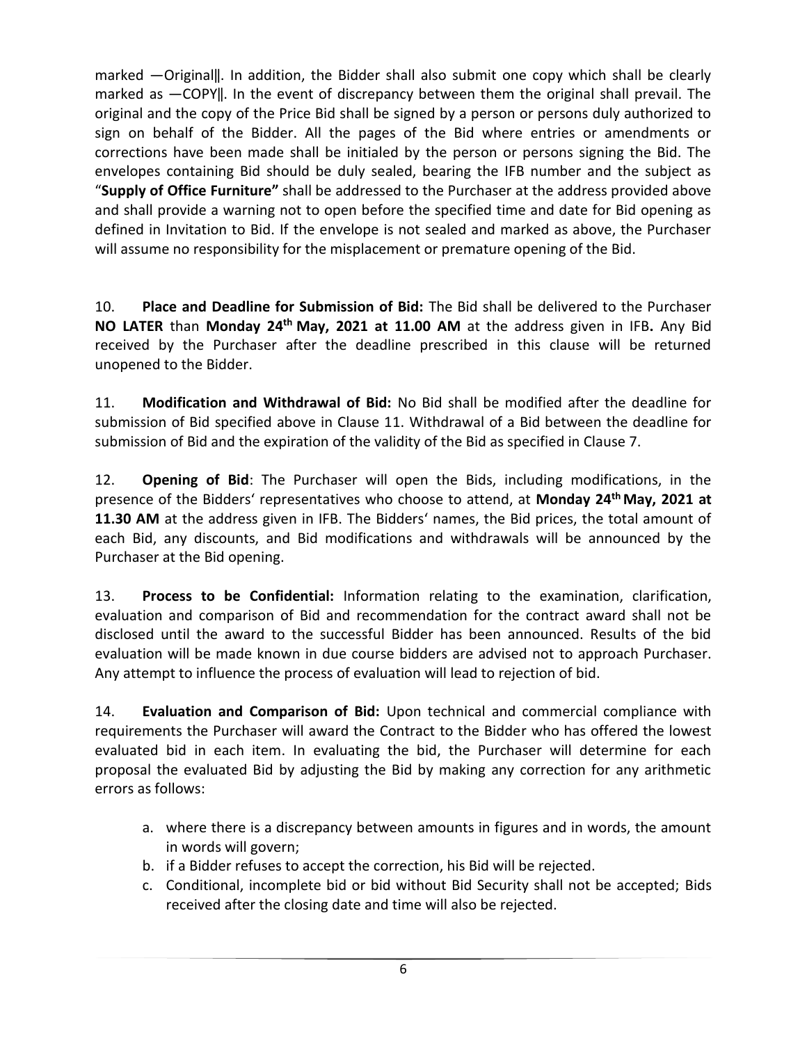marked ―Original‖. In addition, the Bidder shall also submit one copy which shall be clearly marked as ―COPY‖. In the event of discrepancy between them the original shall prevail. The original and the copy of the Price Bid shall be signed by a person or persons duly authorized to sign on behalf of the Bidder. All the pages of the Bid where entries or amendments or corrections have been made shall be initialed by the person or persons signing the Bid. The envelopes containing Bid should be duly sealed, bearing the IFB number and the subject as "**Supply of Office Furniture"** shall be addressed to the Purchaser at the address provided above and shall provide a warning not to open before the specified time and date for Bid opening as defined in Invitation to Bid. If the envelope is not sealed and marked as above, the Purchaser will assume no responsibility for the misplacement or premature opening of the Bid.

10. **Place and Deadline for Submission of Bid:** The Bid shall be delivered to the Purchaser **NO LATER** than **Monday 24th May, 2021 at 11.00 AM** at the address given in IFB**.** Any Bid received by the Purchaser after the deadline prescribed in this clause will be returned unopened to the Bidder.

11. **Modification and Withdrawal of Bid:** No Bid shall be modified after the deadline for submission of Bid specified above in Clause 11. Withdrawal of a Bid between the deadline for submission of Bid and the expiration of the validity of the Bid as specified in Clause 7.

12. **Opening of Bid**: The Purchaser will open the Bids, including modifications, in the presence of the Bidders' representatives who choose to attend, at **Monday 24th May, 2021 at 11.30 AM** at the address given in IFB. The Bidders' names, the Bid prices, the total amount of each Bid, any discounts, and Bid modifications and withdrawals will be announced by the Purchaser at the Bid opening.

13. **Process to be Confidential:** Information relating to the examination, clarification, evaluation and comparison of Bid and recommendation for the contract award shall not be disclosed until the award to the successful Bidder has been announced. Results of the bid evaluation will be made known in due course bidders are advised not to approach Purchaser. Any attempt to influence the process of evaluation will lead to rejection of bid.

14. **Evaluation and Comparison of Bid:** Upon technical and commercial compliance with requirements the Purchaser will award the Contract to the Bidder who has offered the lowest evaluated bid in each item. In evaluating the bid, the Purchaser will determine for each proposal the evaluated Bid by adjusting the Bid by making any correction for any arithmetic errors as follows:

   a. where there is a discrepancy between amounts in figures and in words, the amount in words will govern;
   b. if a Bidder refuses to accept the correction, his Bid will be rejected.
   c. Conditional, incomplete bid or bid without Bid Security shall not be accepted; Bids received after the closing date and time will also be rejected.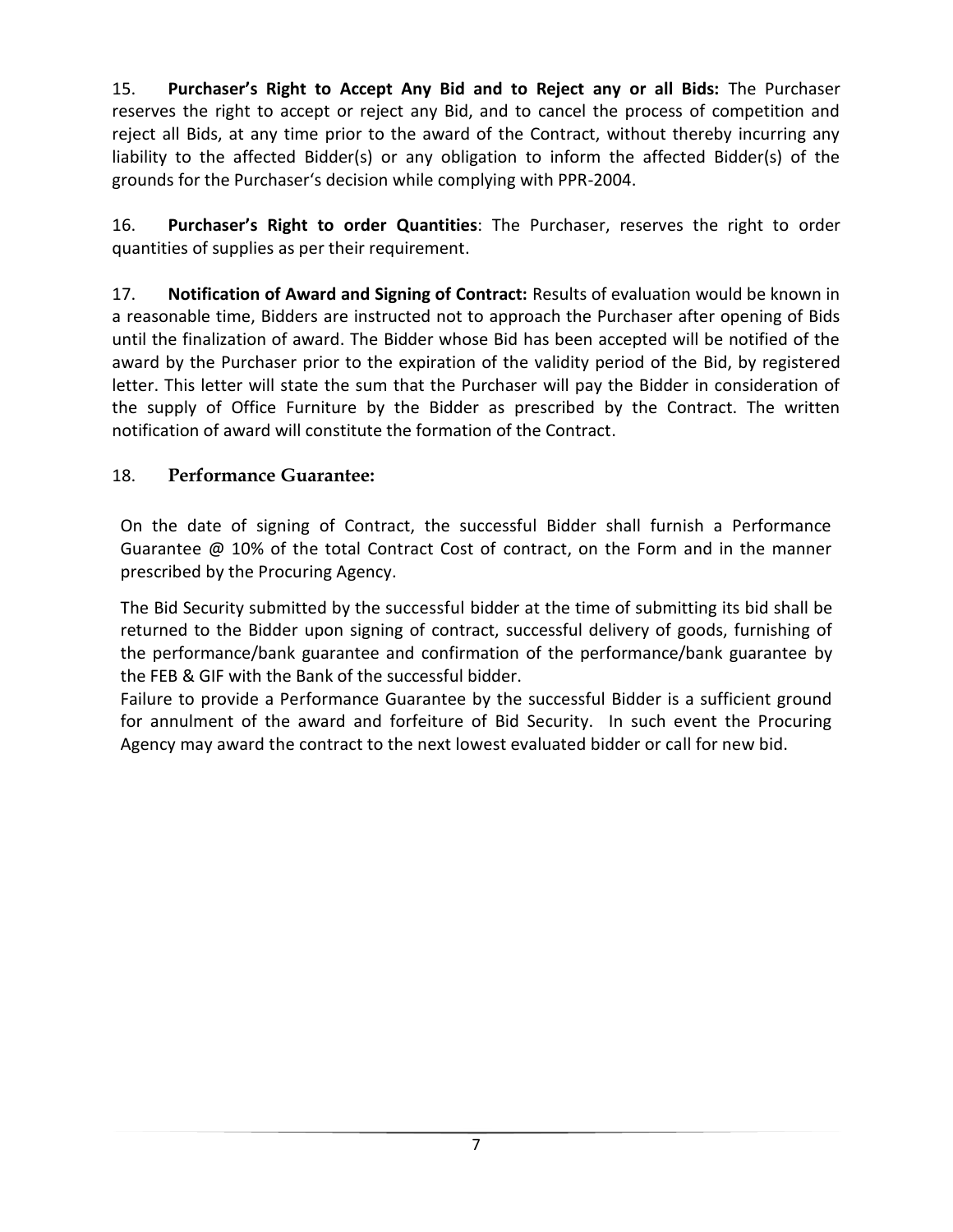15. **Purchaser's Right to Accept Any Bid and to Reject any or all Bids:** The Purchaser reserves the right to accept or reject any Bid, and to cancel the process of competition and reject all Bids, at any time prior to the award of the Contract, without thereby incurring any liability to the affected Bidder(s) or any obligation to inform the affected Bidder(s) of the grounds for the Purchaser's decision while complying with PPR-2004.

16. **Purchaser's Right to order Quantities**: The Purchaser, reserves the right to order quantities of supplies as per their requirement.

17. **Notification of Award and Signing of Contract:** Results of evaluation would be known in a reasonable time, Bidders are instructed not to approach the Purchaser after opening of Bids until the finalization of award. The Bidder whose Bid has been accepted will be notified of the award by the Purchaser prior to the expiration of the validity period of the Bid, by registered letter. This letter will state the sum that the Purchaser will pay the Bidder in consideration of the supply of Office Furniture by the Bidder as prescribed by the Contract. The written notification of award will constitute the formation of the Contract.

18. **Performance Guarantee:**

On the date of signing of Contract, the successful Bidder shall furnish a Performance Guarantee @ 10% of the total Contract Cost of contract, on the Form and in the manner prescribed by the Procuring Agency.

The Bid Security submitted by the successful bidder at the time of submitting its bid shall be returned to the Bidder upon signing of contract, successful delivery of goods, furnishing of the performance/bank guarantee and confirmation of the performance/bank guarantee by the FEB & GIF with the Bank of the successful bidder.

Failure to provide a Performance Guarantee by the successful Bidder is a sufficient ground for annulment of the award and forfeiture of Bid Security. In such event the Procuring Agency may award the contract to the next lowest evaluated bidder or call for new bid.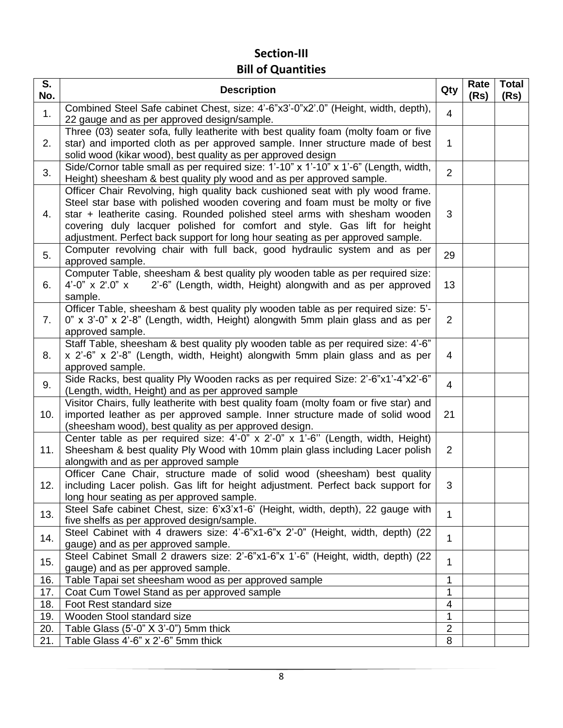## Section-III

## Bill of Quantities

| S. No. | Description | Qty | Rate (Rs) | Total (Rs) |
|---|---|---|---|---|
| 1. | Combined Steel Safe cabinet Chest, size: 4'-6"x3'-0"x2'.0" (Height, width, depth), 22 gauge and as per approved design/sample. | 4 | | |
| 2. | Three (03) seater sofa, fully leatherite with best quality foam (molty foam or five star) and imported cloth as per approved sample. Inner structure made of best solid wood (kikar wood), best quality as per approved design | 1 | | |
| 3. | Side/Cornor table small as per required size: 1'-10" x 1'-10" x 1'-6" (Length, width, Height) sheesham & best quality ply wood and as per approved sample. | 2 | | |
| 4. | Officer Chair Revolving, high quality back cushioned seat with ply wood frame. Steel star base with polished wooden covering and foam must be molty or five star + leatherite casing. Rounded polished steel arms with shesham wooden covering duly lacquer polished for comfort and style. Gas lift for height adjustment. Perfect back support for long hour seating as per approved sample. | 3 | | |
| 5. | Computer revolving chair with full back, good hydraulic system and as per approved sample. | 29 | | |
| 6. | Computer Table, sheesham & best quality ply wooden table as per required size: 4'-0" x 2'.0" x 2'-6" (Length, width, Height) alongwith and as per approved sample. | 13 | | |
| 7. | Officer Table, sheesham & best quality ply wooden table as per required size: 5'-0" x 3'-0" x 2'-8" (Length, width, Height) alongwith 5mm plain glass and as per approved sample. | 2 | | |
| 8. | Staff Table, sheesham & best quality ply wooden table as per required size: 4'-6" x 2'-6" x 2'-8" (Length, width, Height) alongwith 5mm plain glass and as per approved sample. | 4 | | |
| 9. | Side Racks, best quality Ply Wooden racks as per required Size: 2'-6"x1'-4"x2'-6" (Length, width, Height) and as per approved sample | 4 | | |
| 10. | Visitor Chairs, fully leatherite with best quality foam (molty foam or five star) and imported leather as per approved sample. Inner structure made of solid wood (sheesham wood), best quality as per approved design. | 21 | | |
| 11. | Center table as per required size: 4'-0" x 2'-0" x 1'-6'' (Length, width, Height) Sheesham & best quality Ply Wood with 10mm plain glass including Lacer polish alongwith and as per approved sample | 2 | | |
| 12. | Officer Cane Chair, structure made of solid wood (sheesham) best quality including Lacer polish. Gas lift for height adjustment. Perfect back support for long hour seating as per approved sample. | 3 | | |
| 13. | Steel Safe cabinet Chest, size: 6'x3'x1-6' (Height, width, depth), 22 gauge with five shelfs as per approved design/sample. | 1 | | |
| 14. | Steel Cabinet with 4 drawers size: 4'-6"x1-6"x 2'-0" (Height, width, depth) (22 gauge) and as per approved sample. | 1 | | |
| 15. | Steel Cabinet Small 2 drawers size: 2'-6"x1-6"x 1'-6" (Height, width, depth) (22 gauge) and as per approved sample. | 1 | | |
| 16. | Table Tapai set sheesham wood as per approved sample | 1 | | |
| 17. | Coat Cum Towel Stand as per approved sample | 1 | | |
| 18. | Foot Rest standard size | 4 | | |
| 19. | Wooden Stool standard size | 1 | | |
| 20. | Table Glass (5'-0" X 3'-0") 5mm thick | 2 | | |
| 21. | Table Glass 4'-6" x 2'-6" 5mm thick | 8 | | |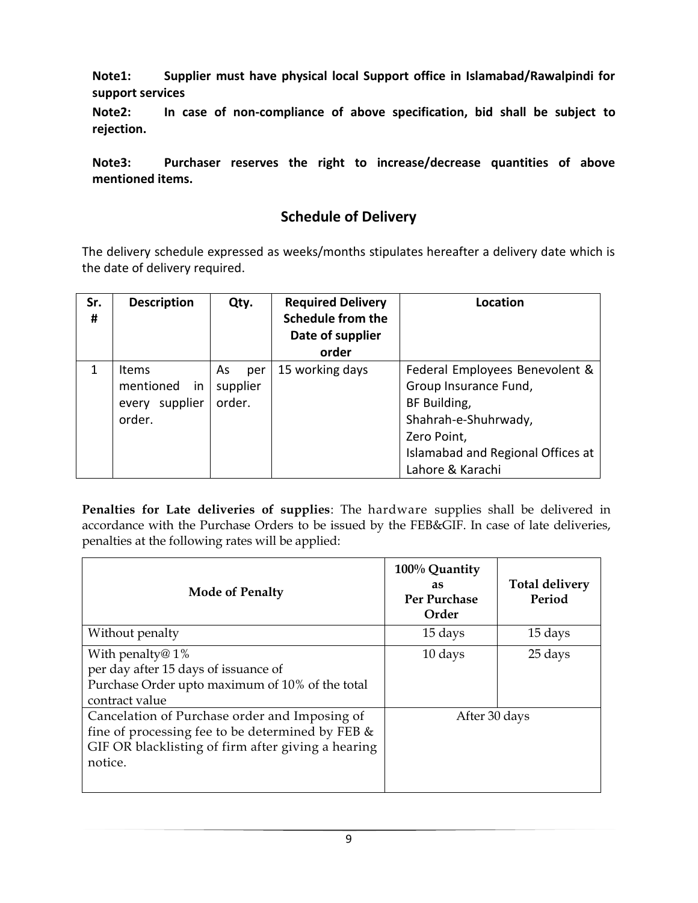**Note1: Supplier must have physical local Support office in Islamabad/Rawalpindi for support services**

**Note2: In case of non-compliance of above specification, bid shall be subject to rejection.**

**Note3: Purchaser reserves the right to increase/decrease quantities of above mentioned items.**

## Schedule of Delivery

The delivery schedule expressed as weeks/months stipulates hereafter a delivery date which is the date of delivery required.

| Sr. # | Description | Qty. | Required Delivery Schedule from the Date of supplier order | Location |
|---|---|---|---|---|
| 1 | Items mentioned in every supplier order. | As per supplier order. | 15 working days | Federal Employees Benevolent & Group Insurance Fund, BF Building, Shahrah-e-Shuhrwady, Zero Point, Islamabad and Regional Offices at Lahore & Karachi |

**Penalties for Late deliveries of supplies**: The hardware supplies shall be delivered in accordance with the Purchase Orders to be issued by the FEB&GIF. In case of late deliveries, penalties at the following rates will be applied:

| Mode of Penalty | 100% Quantity as Per Purchase Order | Total delivery Period |
|---|---|---|
| Without penalty | 15 days | 15 days |
| With penalty@ 1% per day after 15 days of issuance of Purchase Order upto maximum of 10% of the total contract value | 10 days | 25 days |
| Cancelation of Purchase order and Imposing of fine of processing fee to be determined by FEB & GIF OR blacklisting of firm after giving a hearing notice. | After 30 days | |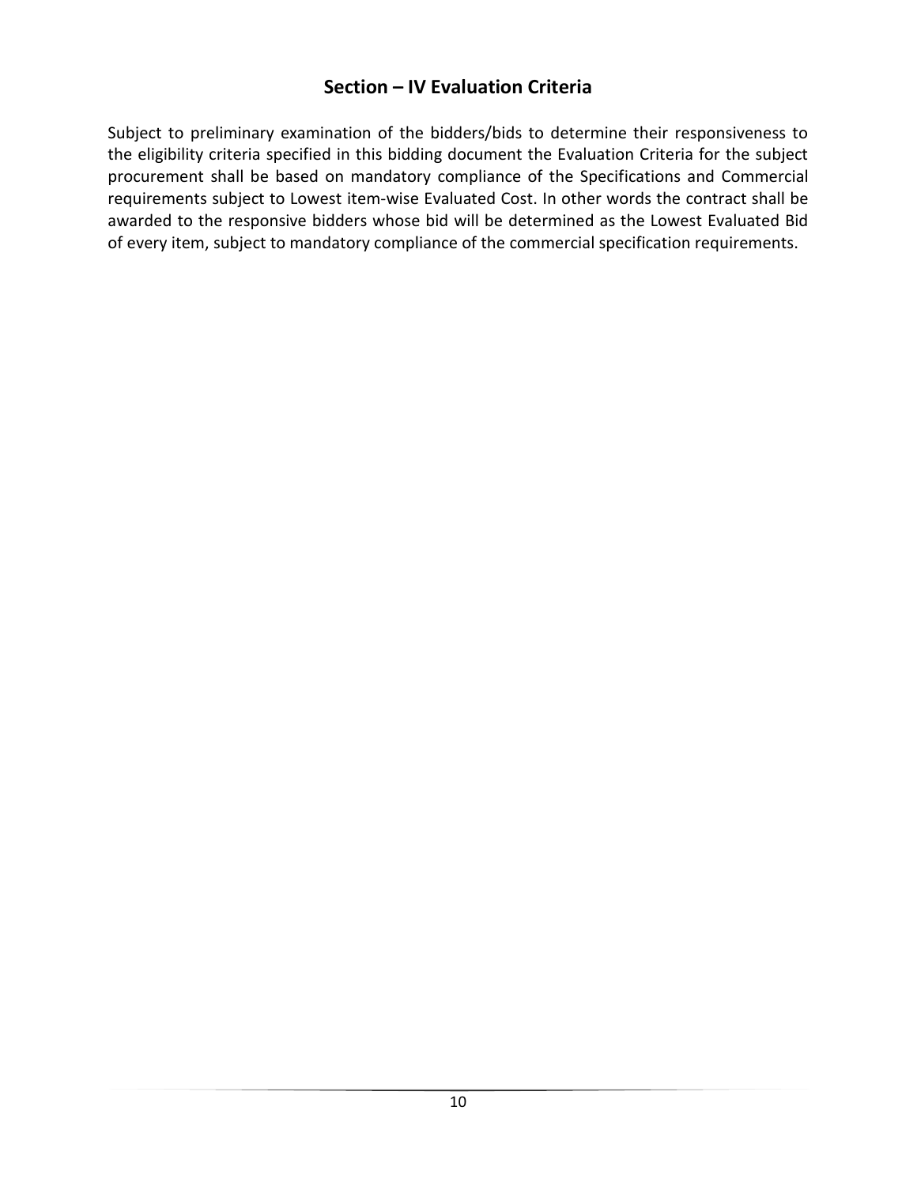## Section – IV Evaluation Criteria

Subject to preliminary examination of the bidders/bids to determine their responsiveness to the eligibility criteria specified in this bidding document the Evaluation Criteria for the subject procurement shall be based on mandatory compliance of the Specifications and Commercial requirements subject to Lowest item-wise Evaluated Cost. In other words the contract shall be awarded to the responsive bidders whose bid will be determined as the Lowest Evaluated Bid of every item, subject to mandatory compliance of the commercial specification requirements.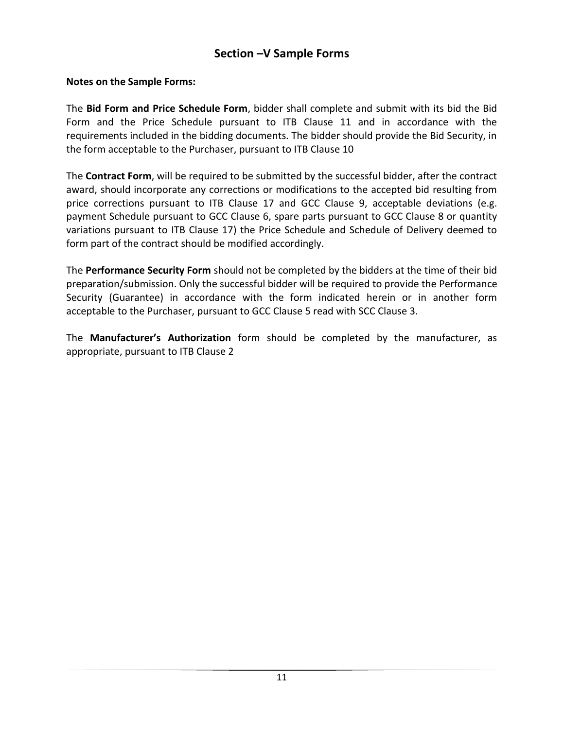## Section –V Sample Forms

**Notes on the Sample Forms:**

The **Bid Form and Price Schedule Form**, bidder shall complete and submit with its bid the Bid Form and the Price Schedule pursuant to ITB Clause 11 and in accordance with the requirements included in the bidding documents. The bidder should provide the Bid Security, in the form acceptable to the Purchaser, pursuant to ITB Clause 10

The **Contract Form**, will be required to be submitted by the successful bidder, after the contract award, should incorporate any corrections or modifications to the accepted bid resulting from price corrections pursuant to ITB Clause 17 and GCC Clause 9, acceptable deviations (e.g. payment Schedule pursuant to GCC Clause 6, spare parts pursuant to GCC Clause 8 or quantity variations pursuant to ITB Clause 17) the Price Schedule and Schedule of Delivery deemed to form part of the contract should be modified accordingly.

The **Performance Security Form** should not be completed by the bidders at the time of their bid preparation/submission. Only the successful bidder will be required to provide the Performance Security (Guarantee) in accordance with the form indicated herein or in another form acceptable to the Purchaser, pursuant to GCC Clause 5 read with SCC Clause 3.

The **Manufacturer's Authorization** form should be completed by the manufacturer, as appropriate, pursuant to ITB Clause 2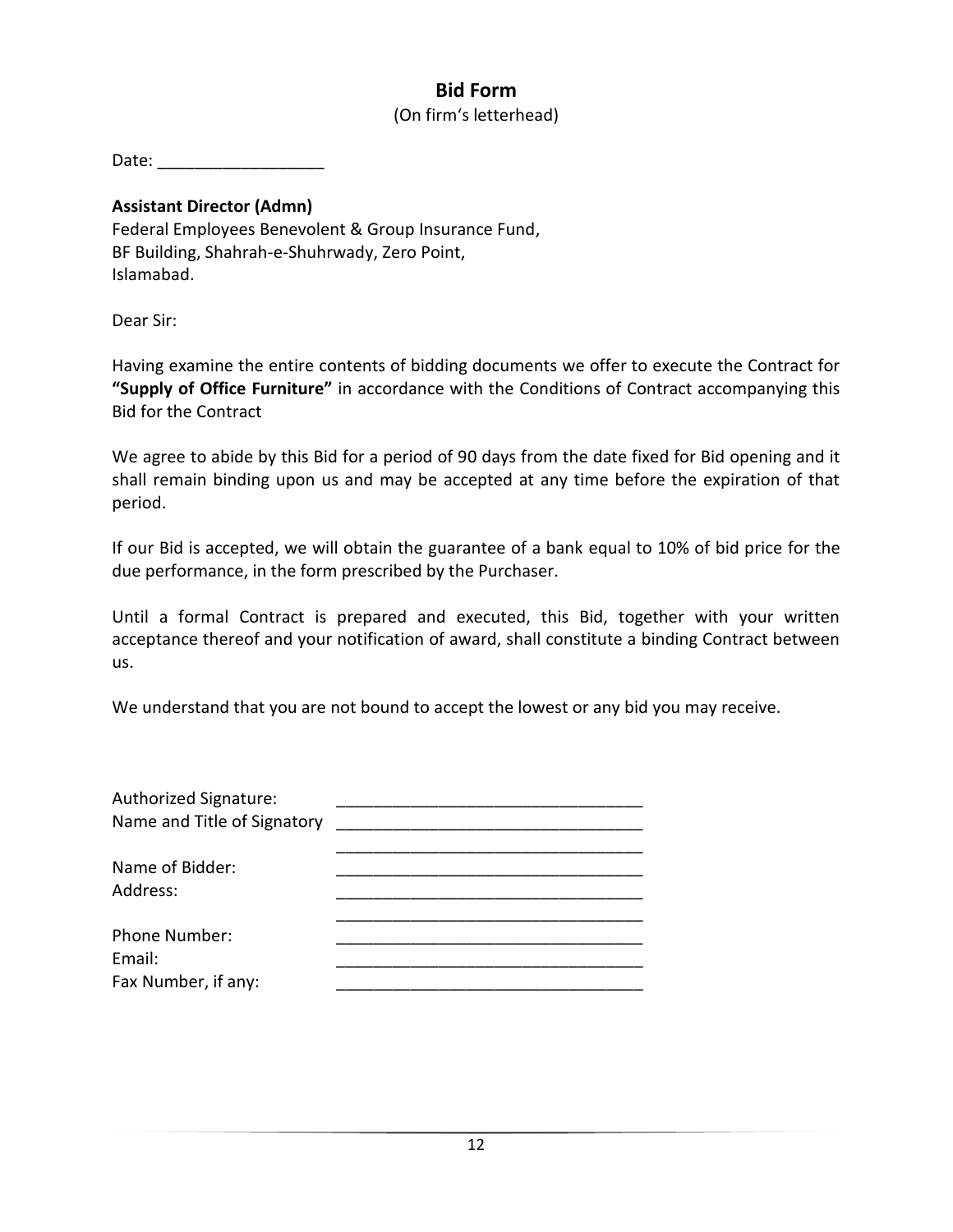## Bid Form

(On firm's letterhead)

Date: __________________

**Assistant Director (Admn)**
Federal Employees Benevolent & Group Insurance Fund,
BF Building, Shahrah-e-Shuhrwady, Zero Point,
Islamabad.

Dear Sir:

Having examine the entire contents of bidding documents we offer to execute the Contract for **"Supply of Office Furniture"** in accordance with the Conditions of Contract accompanying this Bid for the Contract

We agree to abide by this Bid for a period of 90 days from the date fixed for Bid opening and it shall remain binding upon us and may be accepted at any time before the expiration of that period.

If our Bid is accepted, we will obtain the guarantee of a bank equal to 10% of bid price for the due performance, in the form prescribed by the Purchaser.

Until a formal Contract is prepared and executed, this Bid, together with your written acceptance thereof and your notification of award, shall constitute a binding Contract between us.

We understand that you are not bound to accept the lowest or any bid you may receive.

Authorized Signature: _________________________________
Name and Title of Signatory _________________________________
_________________________________

Name of Bidder: _________________________________
Address: _________________________________
_________________________________

Phone Number: _________________________________
Email: _________________________________
Fax Number, if any: _________________________________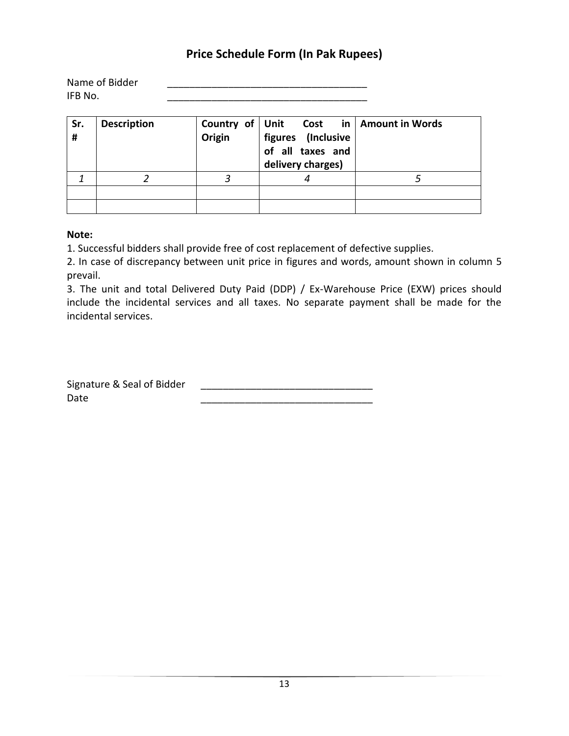# Price Schedule Form (In Pak Rupees)

Name of Bidder ___________________________________

IFB No. ___________________________________

| Sr. # | Description | Country of Origin | Unit Cost in figures (Inclusive of all taxes and delivery charges) | Amount in Words |
|---|---|---|---|---|
| *1* | *2* | *3* | *4* | *5* |
| | | | | |
| | | | | |

**Note:**

1. Successful bidders shall provide free of cost replacement of defective supplies.
2. In case of discrepancy between unit price in figures and words, amount shown in column 5 prevail.
3. The unit and total Delivered Duty Paid (DDP) / Ex-Warehouse Price (EXW) prices should include the incidental services and all taxes. No separate payment shall be made for the incidental services.

Signature & Seal of Bidder ______________________________

Date ______________________________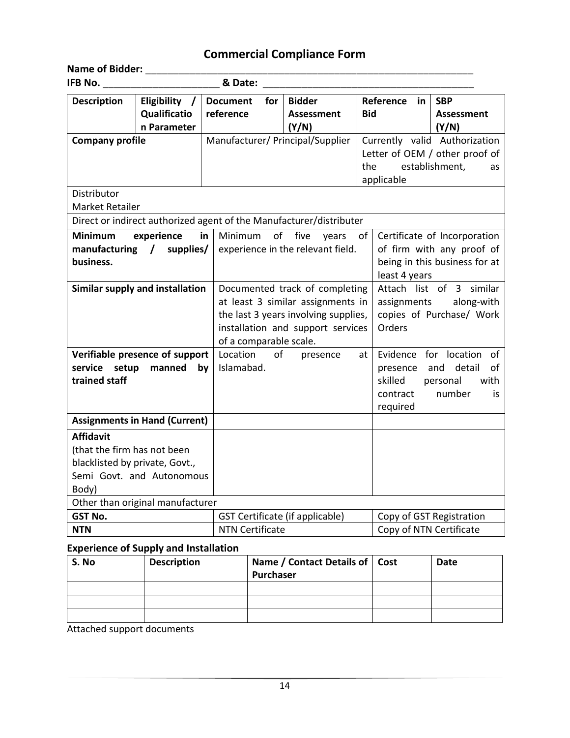# Commercial Compliance Form

**Name of Bidder:** ____________________________________________________________

**IFB No.** ____________________ **& Date:** ______________________________________

| Description | Eligibility / Qualification Parameter | Document for reference | Bidder Assessment (Y/N) | Reference in Bid | SBP Assessment (Y/N) |
|---|---|---|---|---|---|
| **Company profile** | | Manufacturer/ Principal/Supplier | | Currently valid Authorization Letter of OEM / other proof of the establishment, as applicable | |
| Distributor | | | | | |
| Market Retailer | | | | | |
| Direct or indirect authorized agent of the Manufacturer/distributer | | | | | |
| **Minimum experience in manufacturing / supplies/ business.** | | Minimum of five years of experience in the relevant field. | | Certificate of Incorporation of firm with any proof of being in this business for at least 4 years | |
| **Similar supply and installation** | | Documented track of completing at least 3 similar assignments in the last 3 years involving supplies, installation and support services of a comparable scale. | | Attach list of 3 similar assignments along-with copies of Purchase/ Work Orders | |
| **Verifiable presence of support service setup manned by trained staff** | | Location of presence at Islamabad. | | Evidence for location of presence and detail of skilled personal with contract number is required | |
| **Assignments in Hand (Current)** | | | | | |
| **Affidavit** (that the firm has not been blacklisted by private, Govt., Semi Govt. and Autonomous Body) | | | | | |
| Other than original manufacturer | | | | | |
| **GST No.** | | GST Certificate (if applicable) | | Copy of GST Registration | |
| **NTN** | | NTN Certificate | | Copy of NTN Certificate | |

**Experience of Supply and Installation**

| S. No | Description | Name / Contact Details of Purchaser | Cost | Date |
|---|---|---|---|---|
| | | | | |
| | | | | |
| | | | | |

Attached support documents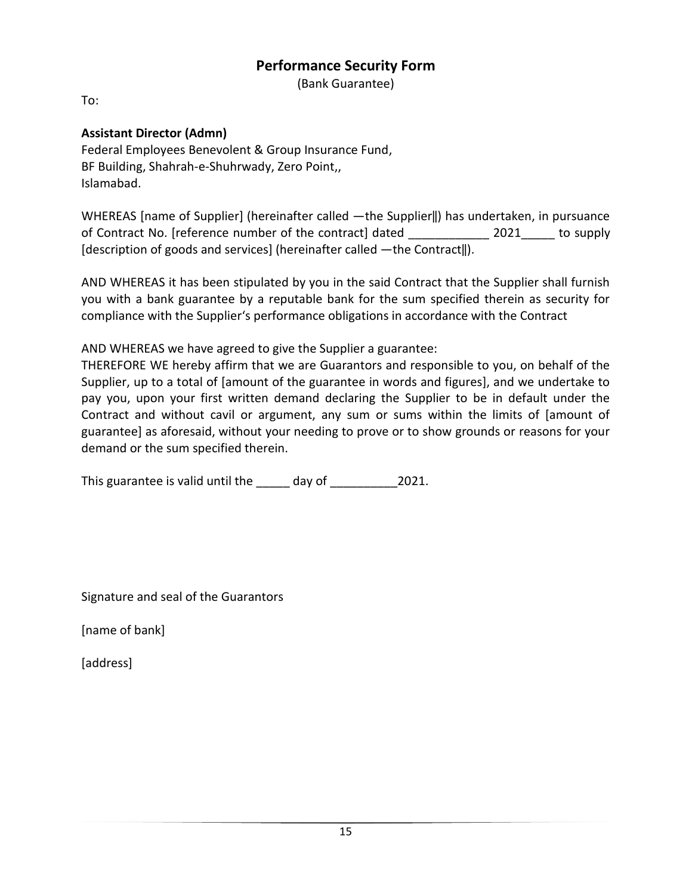# Performance Security Form

(Bank Guarantee)

To:

**Assistant Director (Admn)**
Federal Employees Benevolent & Group Insurance Fund,
BF Building, Shahrah-e-Shuhrwady, Zero Point,,
Islamabad.

WHEREAS [name of Supplier] (hereinafter called ―the Supplier‖) has undertaken, in pursuance of Contract No. [reference number of the contract] dated ____________ 2021_____ to supply [description of goods and services] (hereinafter called ―the Contract‖).

AND WHEREAS it has been stipulated by you in the said Contract that the Supplier shall furnish you with a bank guarantee by a reputable bank for the sum specified therein as security for compliance with the Supplier‘s performance obligations in accordance with the Contract

AND WHEREAS we have agreed to give the Supplier a guarantee:
THEREFORE WE hereby affirm that we are Guarantors and responsible to you, on behalf of the Supplier, up to a total of [amount of the guarantee in words and figures], and we undertake to pay you, upon your first written demand declaring the Supplier to be in default under the Contract and without cavil or argument, any sum or sums within the limits of [amount of guarantee] as aforesaid, without your needing to prove or to show grounds or reasons for your demand or the sum specified therein.

This guarantee is valid until the _____ day of __________2021.

Signature and seal of the Guarantors

[name of bank]

[address]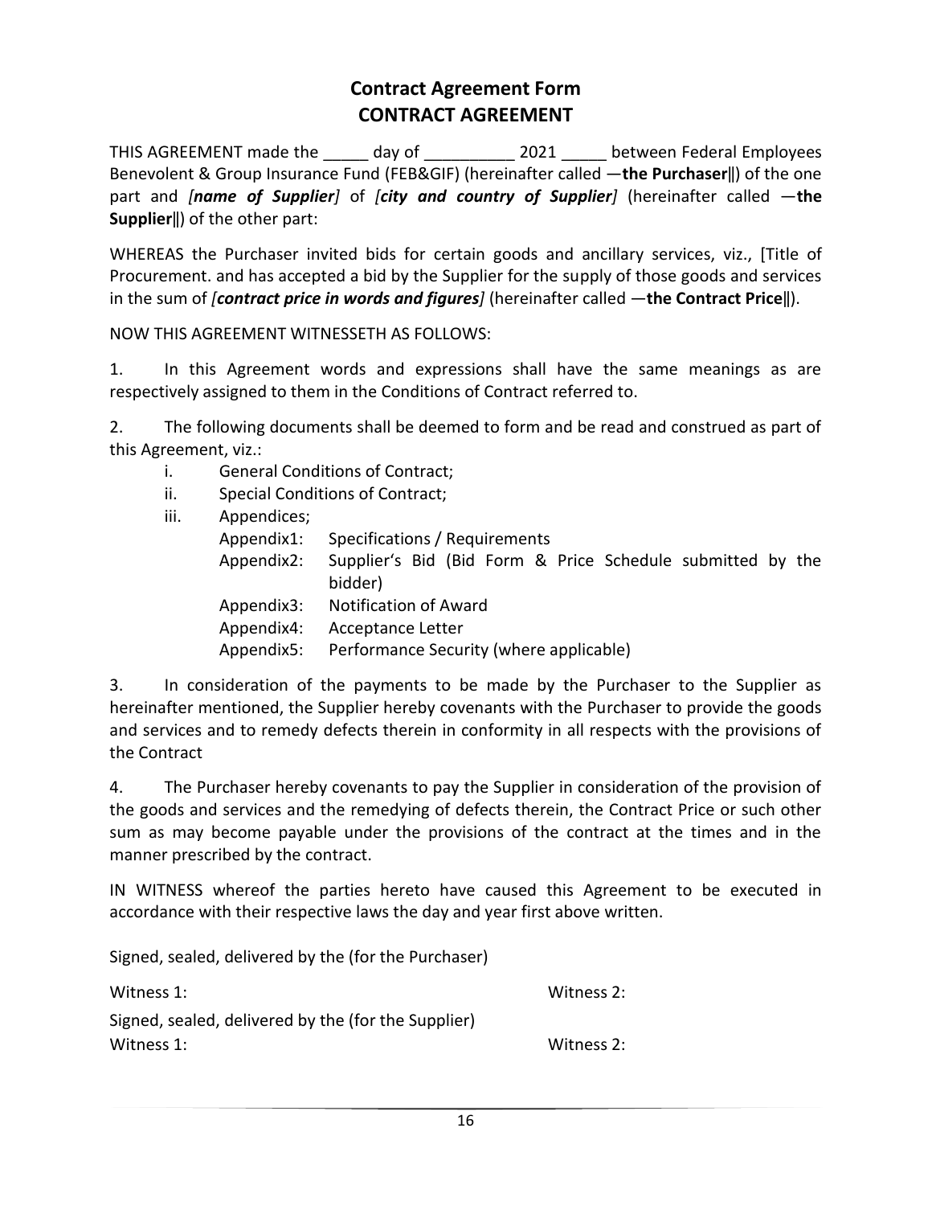# Contract Agreement Form
# CONTRACT AGREEMENT

THIS AGREEMENT made the _____ day of __________ 2021 _____ between Federal Employees Benevolent & Group Insurance Fund (FEB&GIF) (hereinafter called —**the Purchaser**‖) of the one part and ***[name of Supplier]*** of ***[city and country of Supplier]*** (hereinafter called —**the Supplier**‖) of the other part:

WHEREAS the Purchaser invited bids for certain goods and ancillary services, viz., [Title of Procurement. and has accepted a bid by the Supplier for the supply of those goods and services in the sum of ***[contract price in words and figures]*** (hereinafter called —**the Contract Price**‖).

NOW THIS AGREEMENT WITNESSETH AS FOLLOWS:

1. In this Agreement words and expressions shall have the same meanings as are respectively assigned to them in the Conditions of Contract referred to.

2. The following documents shall be deemed to form and be read and construed as part of this Agreement, viz.:

   i. General Conditions of Contract;
   ii. Special Conditions of Contract;
   iii. Appendices;

      Appendix1: Specifications / Requirements
      Appendix2: Supplier's Bid (Bid Form & Price Schedule submitted by the bidder)
      Appendix3: Notification of Award
      Appendix4: Acceptance Letter
      Appendix5: Performance Security (where applicable)

3. In consideration of the payments to be made by the Purchaser to the Supplier as hereinafter mentioned, the Supplier hereby covenants with the Purchaser to provide the goods and services and to remedy defects therein in conformity in all respects with the provisions of the Contract

4. The Purchaser hereby covenants to pay the Supplier in consideration of the provision of the goods and services and the remedying of defects therein, the Contract Price or such other sum as may become payable under the provisions of the contract at the times and in the manner prescribed by the contract.

IN WITNESS whereof the parties hereto have caused this Agreement to be executed in accordance with their respective laws the day and year first above written.

Signed, sealed, delivered by the (for the Purchaser)

Witness 1: Witness 2:

Signed, sealed, delivered by the (for the Supplier)

Witness 1: Witness 2: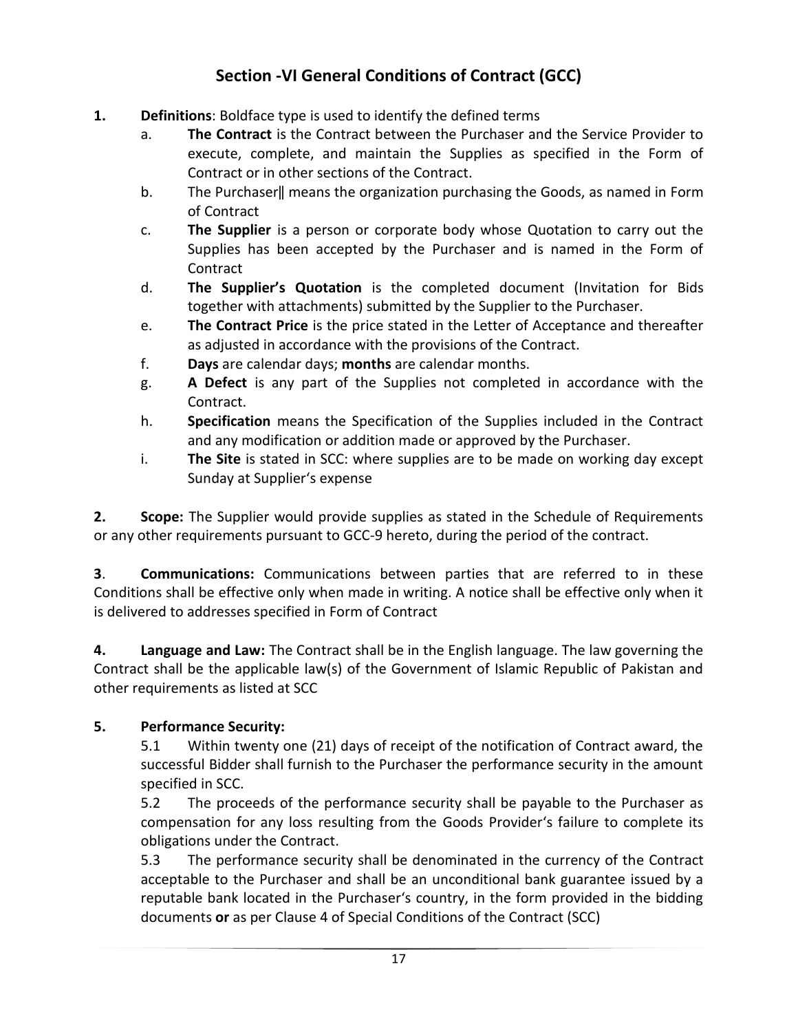# Section -VI General Conditions of Contract (GCC)

1. **Definitions**: Boldface type is used to identify the defined terms
   a. **The Contract** is the Contract between the Purchaser and the Service Provider to execute, complete, and maintain the Supplies as specified in the Form of Contract or in other sections of the Contract.
   b. The Purchaser‖ means the organization purchasing the Goods, as named in Form of Contract
   c. **The Supplier** is a person or corporate body whose Quotation to carry out the Supplies has been accepted by the Purchaser and is named in the Form of Contract
   d. **The Supplier's Quotation** is the completed document (Invitation for Bids together with attachments) submitted by the Supplier to the Purchaser.
   e. **The Contract Price** is the price stated in the Letter of Acceptance and thereafter as adjusted in accordance with the provisions of the Contract.
   f. **Days** are calendar days; **months** are calendar months.
   g. **A Defect** is any part of the Supplies not completed in accordance with the Contract.
   h. **Specification** means the Specification of the Supplies included in the Contract and any modification or addition made or approved by the Purchaser.
   i. **The Site** is stated in SCC: where supplies are to be made on working day except Sunday at Supplier's expense

**2. Scope:** The Supplier would provide supplies as stated in the Schedule of Requirements or any other requirements pursuant to GCC-9 hereto, during the period of the contract.

**3**. **Communications:** Communications between parties that are referred to in these Conditions shall be effective only when made in writing. A notice shall be effective only when it is delivered to addresses specified in Form of Contract

**4. Language and Law:** The Contract shall be in the English language. The law governing the Contract shall be the applicable law(s) of the Government of Islamic Republic of Pakistan and other requirements as listed at SCC

**5. Performance Security:**

5.1 Within twenty one (21) days of receipt of the notification of Contract award, the successful Bidder shall furnish to the Purchaser the performance security in the amount specified in SCC.

5.2 The proceeds of the performance security shall be payable to the Purchaser as compensation for any loss resulting from the Goods Provider's failure to complete its obligations under the Contract.

5.3 The performance security shall be denominated in the currency of the Contract acceptable to the Purchaser and shall be an unconditional bank guarantee issued by a reputable bank located in the Purchaser's country, in the form provided in the bidding documents **or** as per Clause 4 of Special Conditions of the Contract (SCC)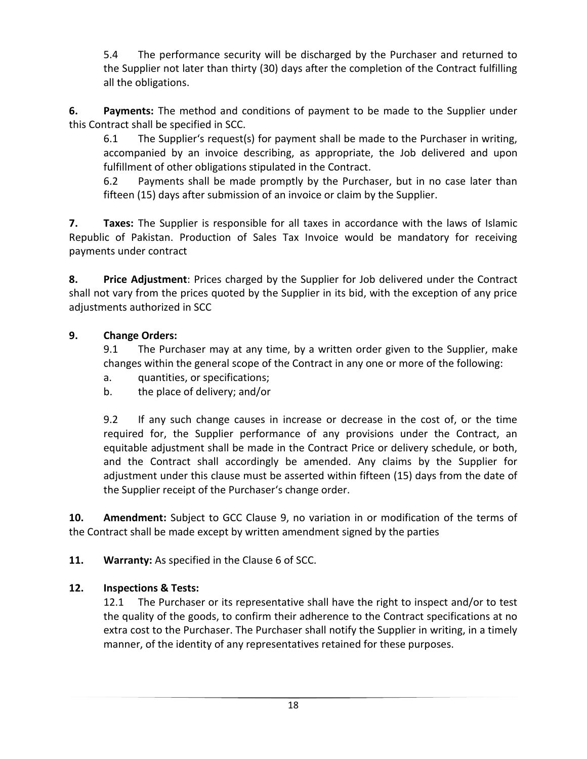5.4 The performance security will be discharged by the Purchaser and returned to the Supplier not later than thirty (30) days after the completion of the Contract fulfilling all the obligations.

**6. Payments:** The method and conditions of payment to be made to the Supplier under this Contract shall be specified in SCC.

6.1 The Supplier's request(s) for payment shall be made to the Purchaser in writing, accompanied by an invoice describing, as appropriate, the Job delivered and upon fulfillment of other obligations stipulated in the Contract.

6.2 Payments shall be made promptly by the Purchaser, but in no case later than fifteen (15) days after submission of an invoice or claim by the Supplier.

**7. Taxes:** The Supplier is responsible for all taxes in accordance with the laws of Islamic Republic of Pakistan. Production of Sales Tax Invoice would be mandatory for receiving payments under contract

**8. Price Adjustment**: Prices charged by the Supplier for Job delivered under the Contract shall not vary from the prices quoted by the Supplier in its bid, with the exception of any price adjustments authorized in SCC

**9. Change Orders:**

9.1 The Purchaser may at any time, by a written order given to the Supplier, make changes within the general scope of the Contract in any one or more of the following:

a. quantities, or specifications;

b. the place of delivery; and/or

9.2 If any such change causes in increase or decrease in the cost of, or the time required for, the Supplier performance of any provisions under the Contract, an equitable adjustment shall be made in the Contract Price or delivery schedule, or both, and the Contract shall accordingly be amended. Any claims by the Supplier for adjustment under this clause must be asserted within fifteen (15) days from the date of the Supplier receipt of the Purchaser's change order.

**10. Amendment:** Subject to GCC Clause 9, no variation in or modification of the terms of the Contract shall be made except by written amendment signed by the parties

**11. Warranty:** As specified in the Clause 6 of SCC.

**12. Inspections & Tests:**

12.1 The Purchaser or its representative shall have the right to inspect and/or to test the quality of the goods, to confirm their adherence to the Contract specifications at no extra cost to the Purchaser. The Purchaser shall notify the Supplier in writing, in a timely manner, of the identity of any representatives retained for these purposes.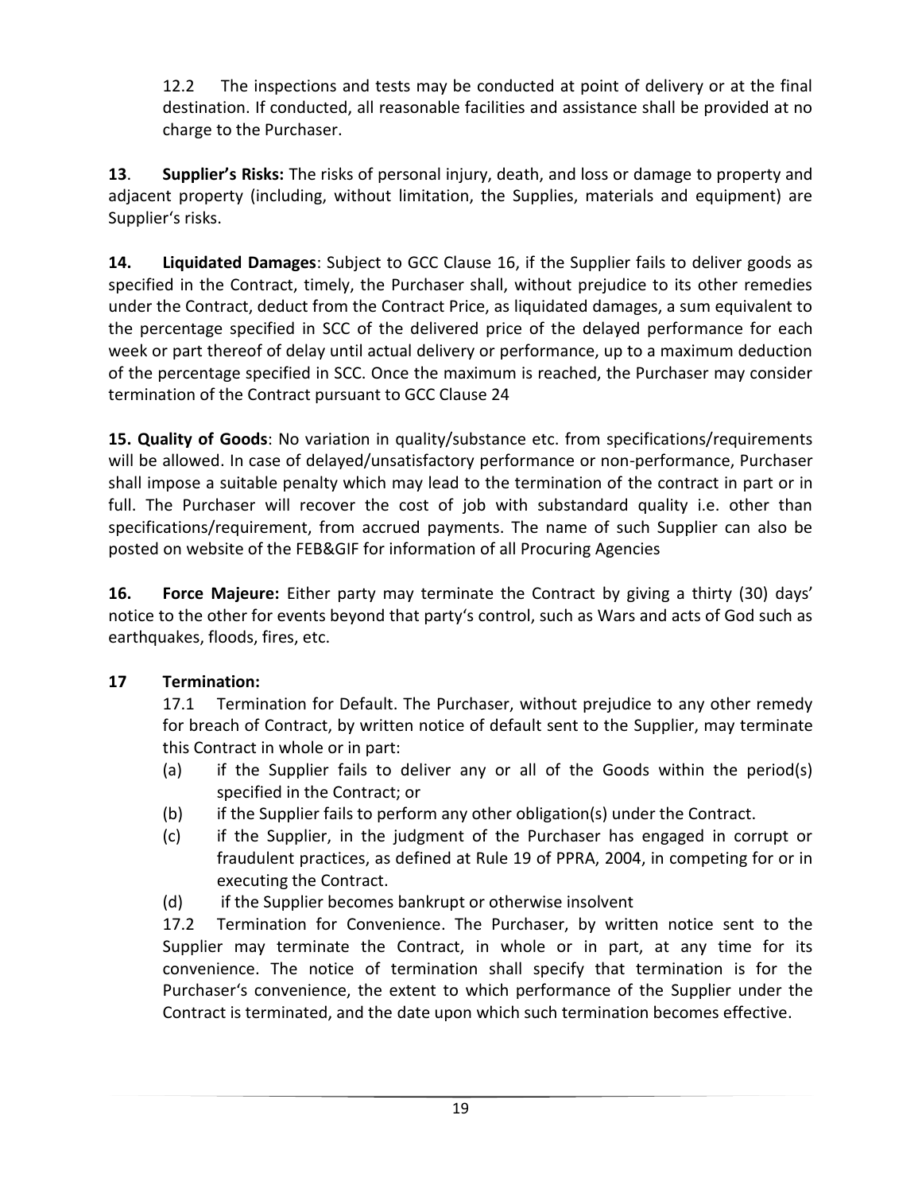12.2 The inspections and tests may be conducted at point of delivery or at the final destination. If conducted, all reasonable facilities and assistance shall be provided at no charge to the Purchaser.

**13**. **Supplier's Risks:** The risks of personal injury, death, and loss or damage to property and adjacent property (including, without limitation, the Supplies, materials and equipment) are Supplier's risks.

**14. Liquidated Damages**: Subject to GCC Clause 16, if the Supplier fails to deliver goods as specified in the Contract, timely, the Purchaser shall, without prejudice to its other remedies under the Contract, deduct from the Contract Price, as liquidated damages, a sum equivalent to the percentage specified in SCC of the delivered price of the delayed performance for each week or part thereof of delay until actual delivery or performance, up to a maximum deduction of the percentage specified in SCC. Once the maximum is reached, the Purchaser may consider termination of the Contract pursuant to GCC Clause 24

**15. Quality of Goods**: No variation in quality/substance etc. from specifications/requirements will be allowed. In case of delayed/unsatisfactory performance or non-performance, Purchaser shall impose a suitable penalty which may lead to the termination of the contract in part or in full. The Purchaser will recover the cost of job with substandard quality i.e. other than specifications/requirement, from accrued payments. The name of such Supplier can also be posted on website of the FEB&GIF for information of all Procuring Agencies

**16. Force Majeure:** Either party may terminate the Contract by giving a thirty (30) days' notice to the other for events beyond that party's control, such as Wars and acts of God such as earthquakes, floods, fires, etc.

**17 Termination:**

17.1 Termination for Default. The Purchaser, without prejudice to any other remedy for breach of Contract, by written notice of default sent to the Supplier, may terminate this Contract in whole or in part:

(a) if the Supplier fails to deliver any or all of the Goods within the period(s) specified in the Contract; or

(b) if the Supplier fails to perform any other obligation(s) under the Contract.

(c) if the Supplier, in the judgment of the Purchaser has engaged in corrupt or fraudulent practices, as defined at Rule 19 of PPRA, 2004, in competing for or in executing the Contract.

(d) if the Supplier becomes bankrupt or otherwise insolvent

17.2 Termination for Convenience. The Purchaser, by written notice sent to the Supplier may terminate the Contract, in whole or in part, at any time for its convenience. The notice of termination shall specify that termination is for the Purchaser's convenience, the extent to which performance of the Supplier under the Contract is terminated, and the date upon which such termination becomes effective.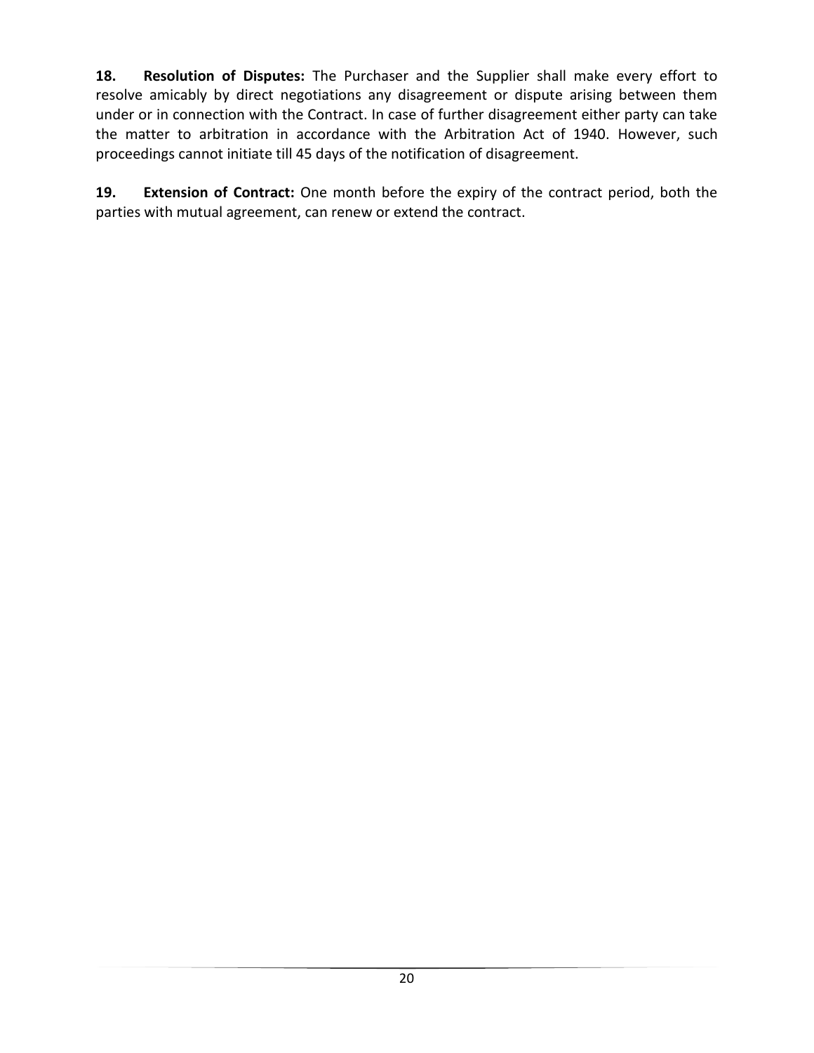**18. Resolution of Disputes:** The Purchaser and the Supplier shall make every effort to resolve amicably by direct negotiations any disagreement or dispute arising between them under or in connection with the Contract. In case of further disagreement either party can take the matter to arbitration in accordance with the Arbitration Act of 1940. However, such proceedings cannot initiate till 45 days of the notification of disagreement.

**19. Extension of Contract:** One month before the expiry of the contract period, both the parties with mutual agreement, can renew or extend the contract.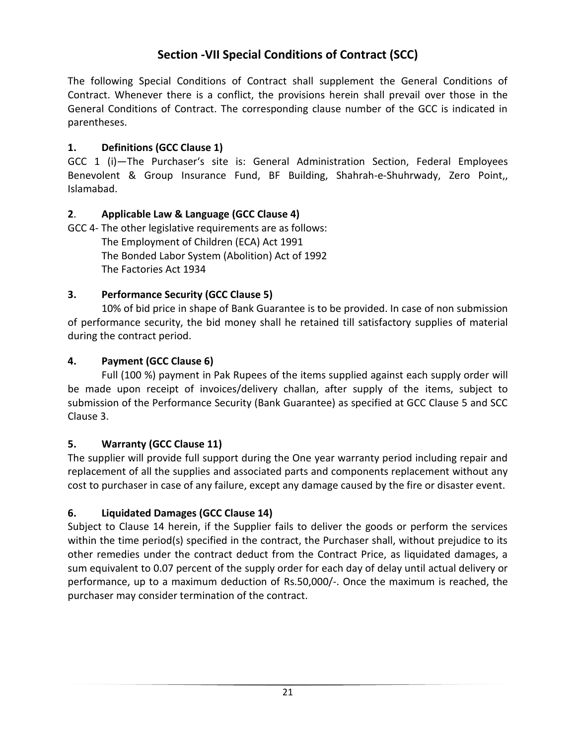# Section -VII Special Conditions of Contract (SCC)

The following Special Conditions of Contract shall supplement the General Conditions of Contract. Whenever there is a conflict, the provisions herein shall prevail over those in the General Conditions of Contract. The corresponding clause number of the GCC is indicated in parentheses.

### 1. Definitions (GCC Clause 1)

GCC 1 (i)—The Purchaser's site is: General Administration Section, Federal Employees Benevolent & Group Insurance Fund, BF Building, Shahrah-e-Shuhrwady, Zero Point,, Islamabad.

### 2. Applicable Law & Language (GCC Clause 4)

GCC 4- The other legislative requirements are as follows:

The Employment of Children (ECA) Act 1991
The Bonded Labor System (Abolition) Act of 1992
The Factories Act 1934

### 3. Performance Security (GCC Clause 5)

10% of bid price in shape of Bank Guarantee is to be provided. In case of non submission of performance security, the bid money shall he retained till satisfactory supplies of material during the contract period.

### 4. Payment (GCC Clause 6)

Full (100 %) payment in Pak Rupees of the items supplied against each supply order will be made upon receipt of invoices/delivery challan, after supply of the items, subject to submission of the Performance Security (Bank Guarantee) as specified at GCC Clause 5 and SCC Clause 3.

### 5. Warranty (GCC Clause 11)

The supplier will provide full support during the One year warranty period including repair and replacement of all the supplies and associated parts and components replacement without any cost to purchaser in case of any failure, except any damage caused by the fire or disaster event.

### 6. Liquidated Damages (GCC Clause 14)

Subject to Clause 14 herein, if the Supplier fails to deliver the goods or perform the services within the time period(s) specified in the contract, the Purchaser shall, without prejudice to its other remedies under the contract deduct from the Contract Price, as liquidated damages, a sum equivalent to 0.07 percent of the supply order for each day of delay until actual delivery or performance, up to a maximum deduction of Rs.50,000/-. Once the maximum is reached, the purchaser may consider termination of the contract.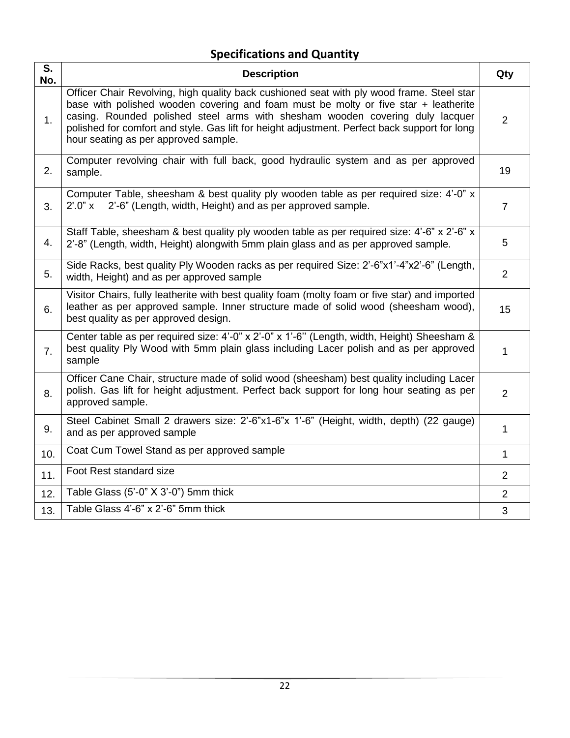## Specifications and Quantity

| S. No. | Description | Qty |
|---|---|---|
| 1. | Officer Chair Revolving, high quality back cushioned seat with ply wood frame. Steel star base with polished wooden covering and foam must be molty or five star + leatherite casing. Rounded polished steel arms with shesham wooden covering duly lacquer polished for comfort and style. Gas lift for height adjustment. Perfect back support for long hour seating as per approved sample. | 2 |
| 2. | Computer revolving chair with full back, good hydraulic system and as per approved sample. | 19 |
| 3. | Computer Table, sheesham & best quality ply wooden table as per required size: 4'-0" x 2'.0" x 2'-6" (Length, width, Height) and as per approved sample. | 7 |
| 4. | Staff Table, sheesham & best quality ply wooden table as per required size: 4'-6" x 2'-6" x 2'-8" (Length, width, Height) alongwith 5mm plain glass and as per approved sample. | 5 |
| 5. | Side Racks, best quality Ply Wooden racks as per required Size: 2'-6"x1'-4"x2'-6" (Length, width, Height) and as per approved sample | 2 |
| 6. | Visitor Chairs, fully leatherite with best quality foam (molty foam or five star) and imported leather as per approved sample. Inner structure made of solid wood (sheesham wood), best quality as per approved design. | 15 |
| 7. | Center table as per required size: 4'-0" x 2'-0" x 1'-6'' (Length, width, Height) Sheesham & best quality Ply Wood with 5mm plain glass including Lacer polish and as per approved sample | 1 |
| 8. | Officer Cane Chair, structure made of solid wood (sheesham) best quality including Lacer polish. Gas lift for height adjustment. Perfect back support for long hour seating as per approved sample. | 2 |
| 9. | Steel Cabinet Small 2 drawers size: 2'-6"x1-6"x 1'-6" (Height, width, depth) (22 gauge) and as per approved sample | 1 |
| 10. | Coat Cum Towel Stand as per approved sample | 1 |
| 11. | Foot Rest standard size | 2 |
| 12. | Table Glass (5'-0" X 3'-0") 5mm thick | 2 |
| 13. | Table Glass 4'-6" x 2'-6" 5mm thick | 3 |